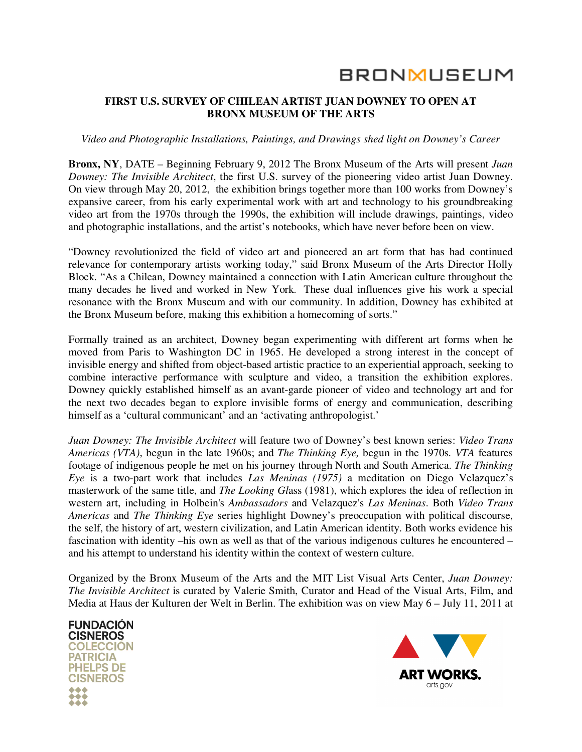BRONXMUSEUM

**FIRST U.S. SURVEY OF CHILEAN ARTIST JUAN DOWNEY TO OPEN AT BRONX MUSEUM OF THE ARTS**

*Video and Photographic Installations, Paintings, and Drawings shed light on Downey's Career*

**Bronx, NY**, DATE – Beginning February 9, 2012 The Bronx Museum of the Arts will present *Juan Downey: The Invisible Architect*, the first U.S. survey of the pioneering video artist Juan Downey. On view through May 20, 2012, the exhibition brings together more than 100 works from Downey's expansive career, from his early experimental work with art and technology to his groundbreaking video art from the 1970s through the 1990s, the exhibition will include drawings, paintings, video and photographic installations, and the artist's notebooks, which have never before been on view.

"Downey revolutionized the field of video art and pioneered an art form that has had continued relevance for contemporary artists working today," said Bronx Museum of the Arts Director Holly Block. "As a Chilean, Downey maintained a connection with Latin American culture throughout the many decades he lived and worked in New York. These dual influences give his work a special resonance with the Bronx Museum and with our community. In addition, Downey has exhibited at the Bronx Museum before, making this exhibition a homecoming of sorts."

Formally trained as an architect, Downey began experimenting with different art forms when he moved from Paris to Washington DC in 1965. He developed a strong interest in the concept of invisible energy and shifted from object-based artistic practice to an experiential approach, seeking to combine interactive performance with sculpture and video, a transition the exhibition explores. Downey quickly established himself as an avant-garde pioneer of video and technology art and for the next two decades began to explore invisible forms of energy and communication, describing himself as a 'cultural communicant' and an 'activating anthropologist.'

*Juan Downey: The Invisible Architect* will feature two of Downey's best known series: *Video Trans Americas (VTA)*, begun in the late 1960s; and *The Thinking Eye,* begun in the 1970s. *VTA* features footage of indigenous people he met on his journey through North and South America. *The Thinking Eye* is a two-part work that includes *Las Meninas (1975)* a meditation on Diego Velazquez's masterwork of the same title, and *The Looking Gl*ass (1981), which explores the idea of reflection in western art, including in Holbein's *Ambassadors* and Velazquez's *Las Meninas*. Both *Video Trans Americas* and *The Thinking Eye* series highlight Downey's preoccupation with political discourse, the self, the history of art, western civilization, and Latin American identity. Both works evidence his fascination with identity –his own as well as that of the various indigenous cultures he encountered – and his attempt to understand his identity within the context of western culture.

Organized by the Bronx Museum of the Arts and the MIT List Visual Arts Center, *Juan Downey: The Invisible Architect* is curated by Valerie Smith, Curator and Head of the Visual Arts, Film, and Media at Haus der Kulturen der Welt in Berlin. The exhibition was on view May 6 – July 11, 2011 at

FUNDACIÓN CISNEROS COLECCIÓN PATRICIA PHELPS DE CISNEROS

ART WORKS. arts.gov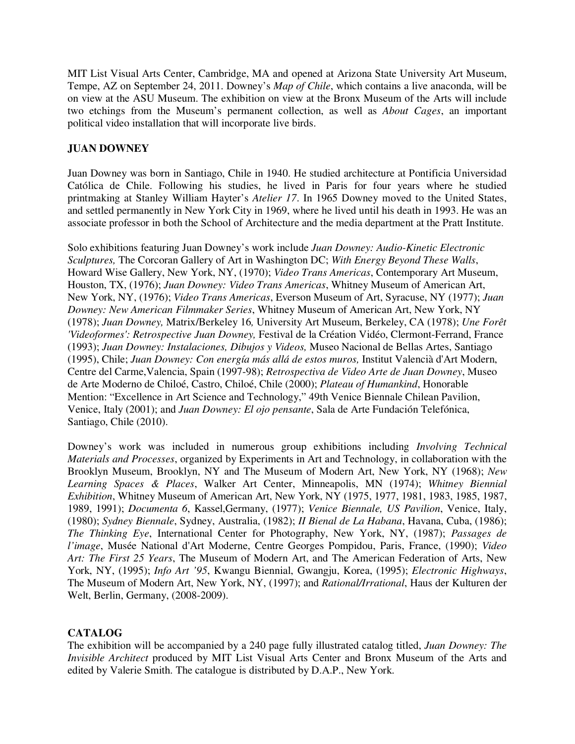MIT List Visual Arts Center, Cambridge, MA and opened at Arizona State University Art Museum, Tempe, AZ on September 24, 2011. Downey's *Map of Chile*, which contains a live anaconda, will be on view at the ASU Museum. The exhibition on view at the Bronx Museum of the Arts will include two etchings from the Museum's permanent collection, as well as *About Cages*, an important political video installation that will incorporate live birds.

**JUAN DOWNEY**

Juan Downey was born in Santiago, Chile in 1940. He studied architecture at Pontificia Universidad Católica de Chile. Following his studies, he lived in Paris for four years where he studied printmaking at Stanley William Hayter's *Atelier 17*. In 1965 Downey moved to the United States, and settled permanently in New York City in 1969, where he lived until his death in 1993. He was an associate professor in both the School of Architecture and the media department at the Pratt Institute.

Solo exhibitions featuring Juan Downey's work include *Juan Downey: Audio-Kinetic Electronic Sculptures,* The Corcoran Gallery of Art in Washington DC; *With Energy Beyond These Walls*, Howard Wise Gallery, New York, NY, (1970); *Video Trans Americas*, Contemporary Art Museum, Houston, TX, (1976); *Juan Downey: Video Trans Americas*, Whitney Museum of American Art, New York, NY, (1976); *Video Trans Americas*, Everson Museum of Art, Syracuse, NY (1977); *Juan Downey: New American Filmmaker Series*, Whitney Museum of American Art, New York, NY (1978); *Juan Downey,* Matrix/Berkeley 16*,* University Art Museum, Berkeley, CA (1978); *Une Forêt 'Videoformes': Retrospective Juan Downey,* Festival de la Création Vidéo, Clermont-Ferrand, France (1993); *Juan Downey: Instalaciones, Dibujos y Videos,* Museo Nacional de Bellas Artes, Santiago (1995), Chile; *Juan Downey: Con energía más allá de estos muros,* Institut Valencià d'Art Modern, Centre del Carme,Valencia, Spain (1997-98); *Retrospectiva de Video Arte de Juan Downey*, Museo de Arte Moderno de Chiloé, Castro, Chiloé, Chile (2000); *Plateau of Humankind*, Honorable Mention: "Excellence in Art Science and Technology," 49th Venice Biennale Chilean Pavilion, Venice, Italy (2001); and *Juan Downey: El ojo pensante*, Sala de Arte Fundación Telefónica, Santiago, Chile (2010).

Downey's work was included in numerous group exhibitions including *Involving Technical Materials and Processes*, organized by Experiments in Art and Technology, in collaboration with the Brooklyn Museum, Brooklyn, NY and The Museum of Modern Art, New York, NY (1968); *New Learning Spaces & Places*, Walker Art Center, Minneapolis, MN (1974); *Whitney Biennial Exhibition*, Whitney Museum of American Art, New York, NY (1975, 1977, 1981, 1983, 1985, 1987, 1989, 1991); *Documenta 6*, Kassel,Germany, (1977); *Venice Biennale, US Pavilion*, Venice, Italy, (1980); *Sydney Biennale*, Sydney, Australia, (1982); *II Bienal de La Habana*, Havana, Cuba, (1986); *The Thinking Eye*, International Center for Photography, New York, NY, (1987); *Passages de l'image*, Musée National d'Art Moderne, Centre Georges Pompidou, Paris, France, (1990); *Video Art: The First 25 Years*, The Museum of Modern Art, and The American Federation of Arts, New York, NY, (1995); *Info Art '95*, Kwangu Biennial, Gwangju, Korea, (1995); *Electronic Highways*, The Museum of Modern Art, New York, NY, (1997); and *Rational/Irrational*, Haus der Kulturen der Welt, Berlin, Germany, (2008-2009).

**CATALOG**

The exhibition will be accompanied by a 240 page fully illustrated catalog titled, *Juan Downey: The Invisible Architect* produced by MIT List Visual Arts Center and Bronx Museum of the Arts and edited by Valerie Smith. The catalogue is distributed by D.A.P., New York.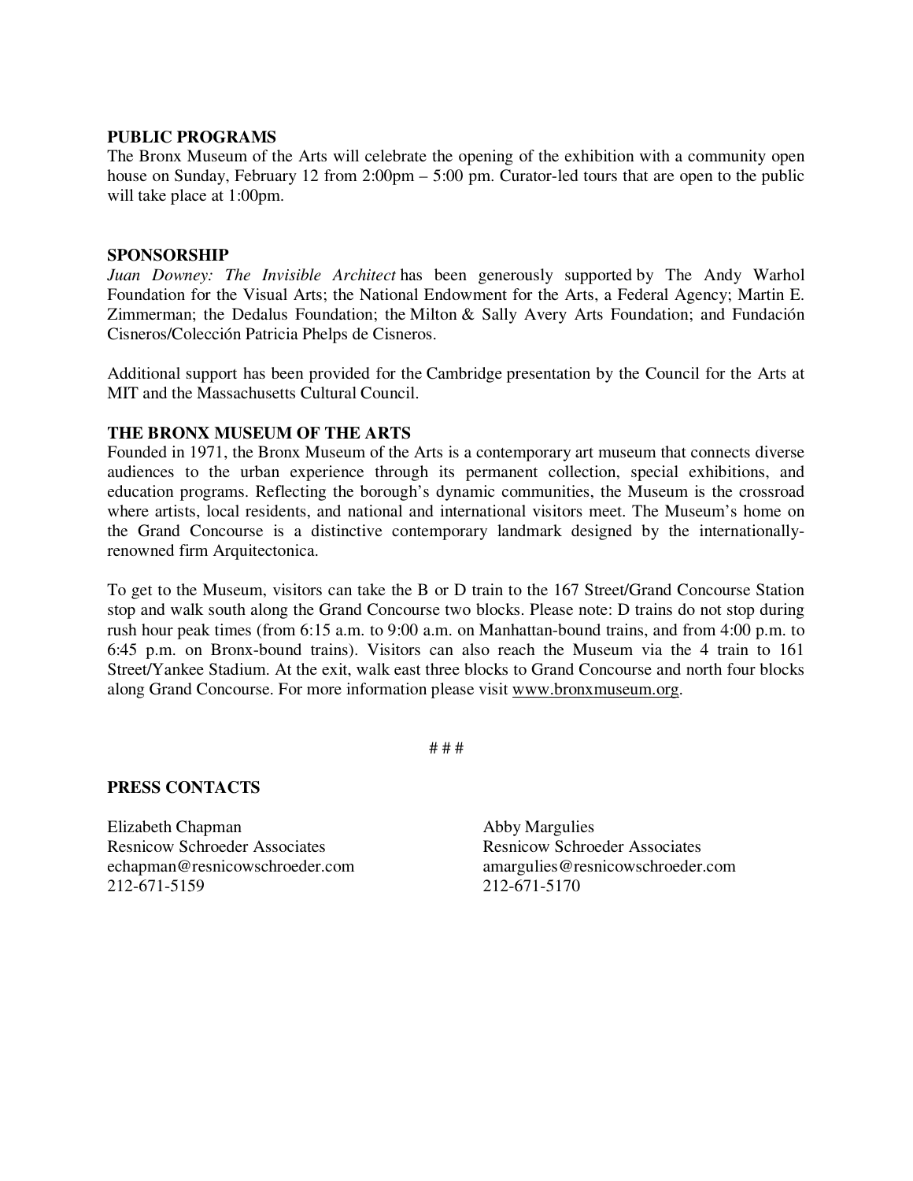**PUBLIC PROGRAMS**

The Bronx Museum of the Arts will celebrate the opening of the exhibition with a community open house on Sunday, February 12 from 2:00pm – 5:00 pm. Curator-led tours that are open to the public will take place at 1:00pm.

**SPONSORSHIP**

*Juan Downey: The Invisible Architect* has been generously supported by The Andy Warhol Foundation for the Visual Arts; the National Endowment for the Arts, a Federal Agency; Martin E. Zimmerman; the Dedalus Foundation; the Milton & Sally Avery Arts Foundation; and Fundación Cisneros/Colección Patricia Phelps de Cisneros.

Additional support has been provided for the Cambridge presentation by the Council for the Arts at MIT and the Massachusetts Cultural Council.

**THE BRONX MUSEUM OF THE ARTS**

Founded in 1971, the Bronx Museum of the Arts is a contemporary art museum that connects diverse audiences to the urban experience through its permanent collection, special exhibitions, and education programs. Reflecting the borough's dynamic communities, the Museum is the crossroad where artists, local residents, and national and international visitors meet. The Museum's home on the Grand Concourse is a distinctive contemporary landmark designed by the internationally-renowned firm Arquitectonica.

To get to the Museum, visitors can take the B or D train to the 167 Street/Grand Concourse Station stop and walk south along the Grand Concourse two blocks. Please note: D trains do not stop during rush hour peak times (from 6:15 a.m. to 9:00 a.m. on Manhattan-bound trains, and from 4:00 p.m. to 6:45 p.m. on Bronx-bound trains). Visitors can also reach the Museum via the 4 train to 161 Street/Yankee Stadium. At the exit, walk east three blocks to Grand Concourse and north four blocks along Grand Concourse. For more information please visit www.bronxmuseum.org.

# # #

**PRESS CONTACTS**

Elizabeth Chapman
Resnicow Schroeder Associates
echapman@resnicowschroeder.com
212-671-5159

Abby Margulies
Resnicow Schroeder Associates
amargulies@resnicowschroeder.com
212-671-5170